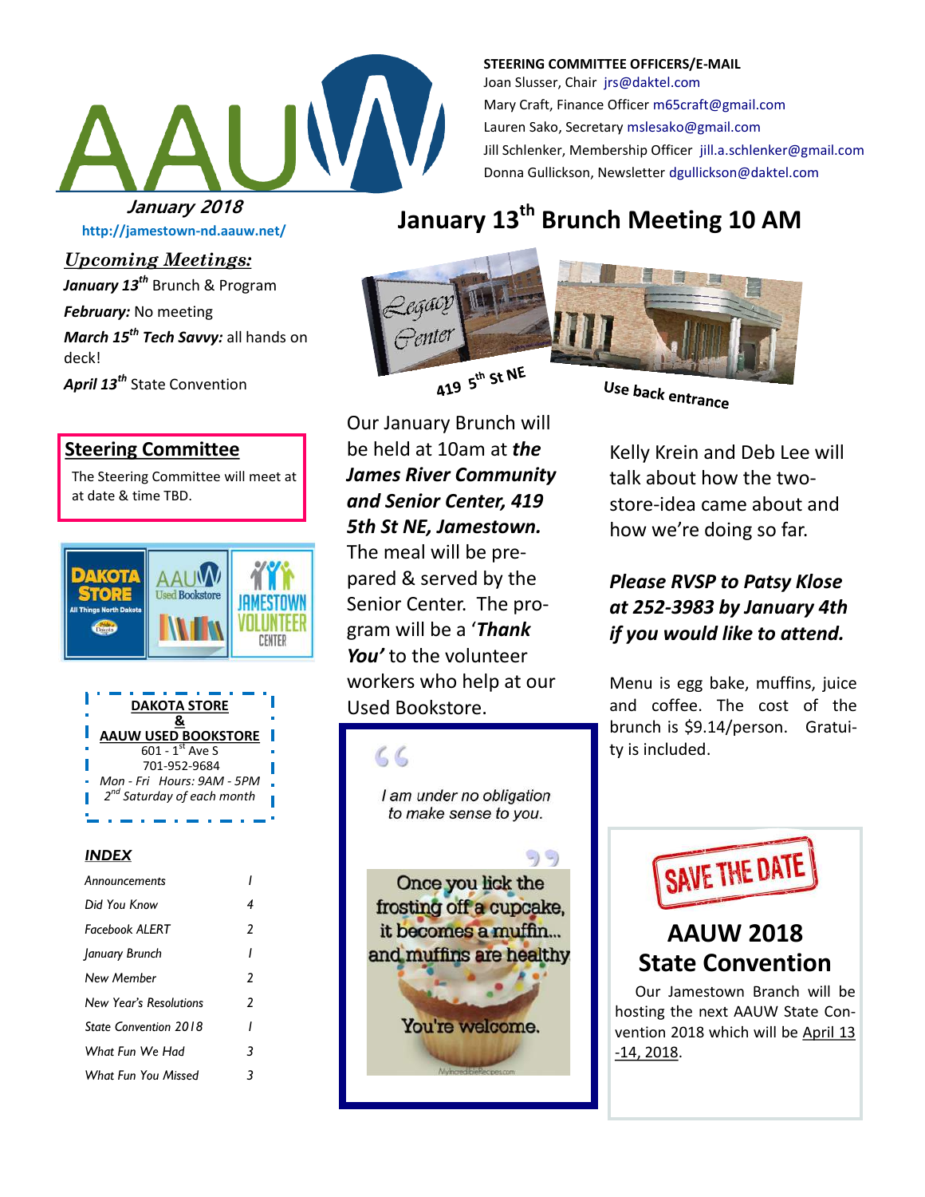# AAUW

**STEERING COMMITTEE OFFICERS/E-MAIL**

Joan Slusser, Chair jrs@daktel.com
Mary Craft, Finance Officer m65craft@gmail.com
Lauren Sako, Secretary mslesako@gmail.com
Jill Schlenker, Membership Officer jill.a.schlenker@gmail.com
Donna Gullickson, Newsletter dgullickson@daktel.com

***January 2018***

http://jamestown-nd.aauw.net/

## *Upcoming Meetings:*

***January 13th*** Brunch & Program

***February:*** No meeting

***March 15th Tech Savvy:*** all hands on deck!

***April 13th*** State Convention

## Steering Committee

The Steering Committee will meet at at date & time TBD.

**DAKOTA STORE**
**&**
**AAUW USED BOOKSTORE**
601 - 1st Ave S
701-952-9684
*Mon - Fri Hours: 9AM - 5PM*
*2nd Saturday of each month*

### *INDEX*

| | |
|---|---|
| *Announcements* | *1* |
| *Did You Know* | *4* |
| *Facebook ALERT* | *2* |
| *January Brunch* | *1* |
| *New Member* | *2* |
| *New Year's Resolutions* | *2* |
| *State Convention 2018* | *1* |
| *What Fun We Had* | *3* |
| *What Fun You Missed* | *3* |

## January 13th Brunch Meeting 10 AM

Legacy Center — 419 5th St NE — Use back entrance

Our January Brunch will be held at 10am at ***the James River Community and Senior Center, 419 5th St NE, Jamestown.*** The meal will be prepared & served by the Senior Center. The program will be a '***Thank You'*** to the volunteer workers who help at our Used Bookstore.

Kelly Krein and Deb Lee will talk about how the two-store-idea came about and how we're doing so far.

***Please RSVP to Patsy Klose at 252-3983 by January 4th if you would like to attend.***

Menu is egg bake, muffins, juice and coffee. The cost of the brunch is $9.14/person. Gratuity is included.

> *I am under no obligation to make sense to you.*

Once you lick the frosting off a cupcake, it becomes a muffin... and muffins are healthy. You're welcome.

**SAVE THE DATE**

## AAUW 2018 State Convention

Our Jamestown Branch will be hosting the next AAUW State Convention 2018 which will be April 13 -14, 2018.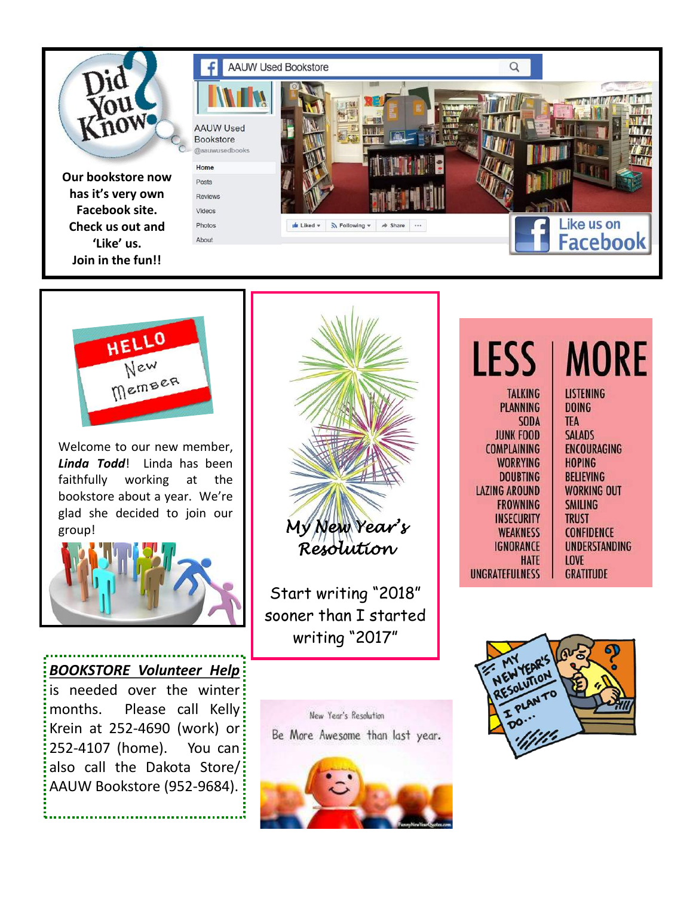## Did You Know?

**Our bookstore now has it's very own Facebook site. Check us out and 'Like' us. Join in the fun!!**

AAUW Used Bookstore

@aauwusedbooks

Like us on Facebook

## HELLO New Member

Welcome to our new member, ***Linda Todd***! Linda has been faithfully working at the bookstore about a year. We're glad she decided to join our group!

## My New Year's Resolution

Start writing "2018" sooner than I started writing "2017"

| LESS | MORE |
|---|---|
| TALKING | LISTENING |
| PLANNING | DOING |
| SODA | TEA |
| JUNK FOOD | SALADS |
| COMPLAINING | ENCOURAGING |
| WORRYING | HOPING |
| DOUBTING | BELIEVING |
| LAZING AROUND | WORKING OUT |
| FROWNING | SMILING |
| INSECURITY | TRUST |
| WEAKNESS | CONFIDENCE |
| IGNORANCE | UNDERSTANDING |
| HATE | LOVE |
| UNGRATEFULNESS | GRATITUDE |

***BOOKSTORE Volunteer Help*** is needed over the winter months. Please call Kelly Krein at 252-4690 (work) or 252-4107 (home). You can also call the Dakota Store/ AAUW Bookstore (952-9684).

New Year's Resolution

Be More Awesome than last year.

MY NEW YEAR'S RESOLUTION I PLAN TO DO...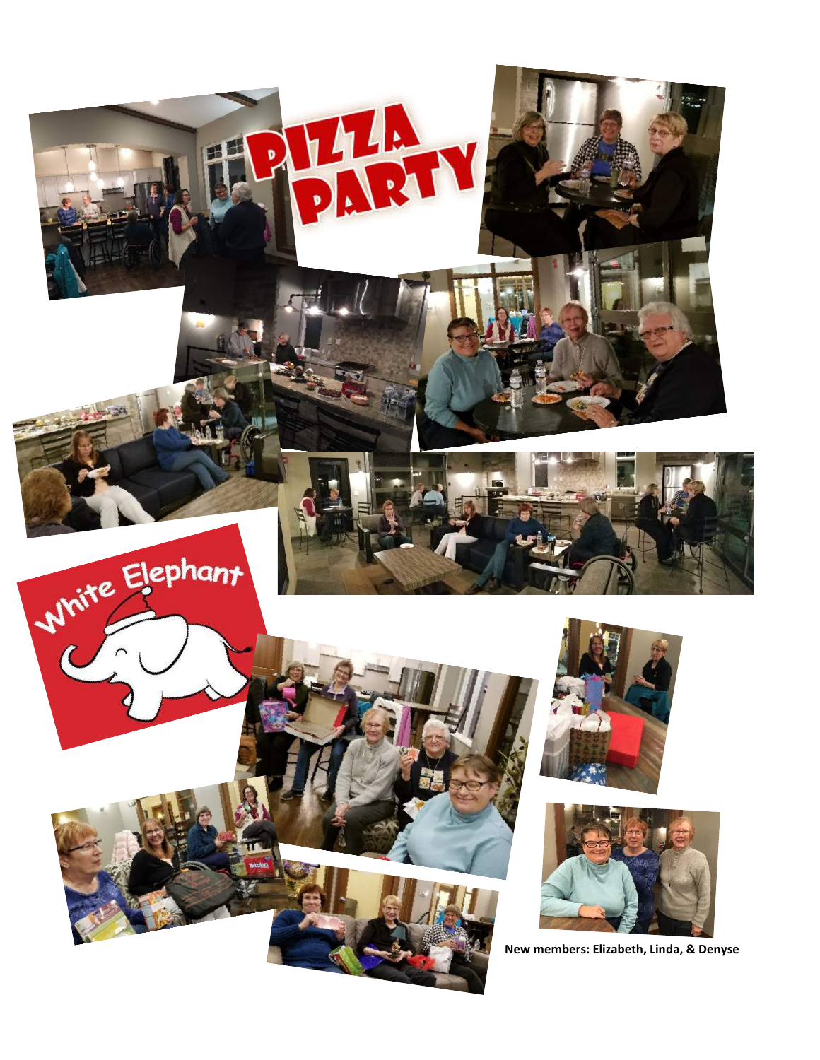# PIZZA PARTY

## White Elephant

**New members: Elizabeth, Linda, & Denyse**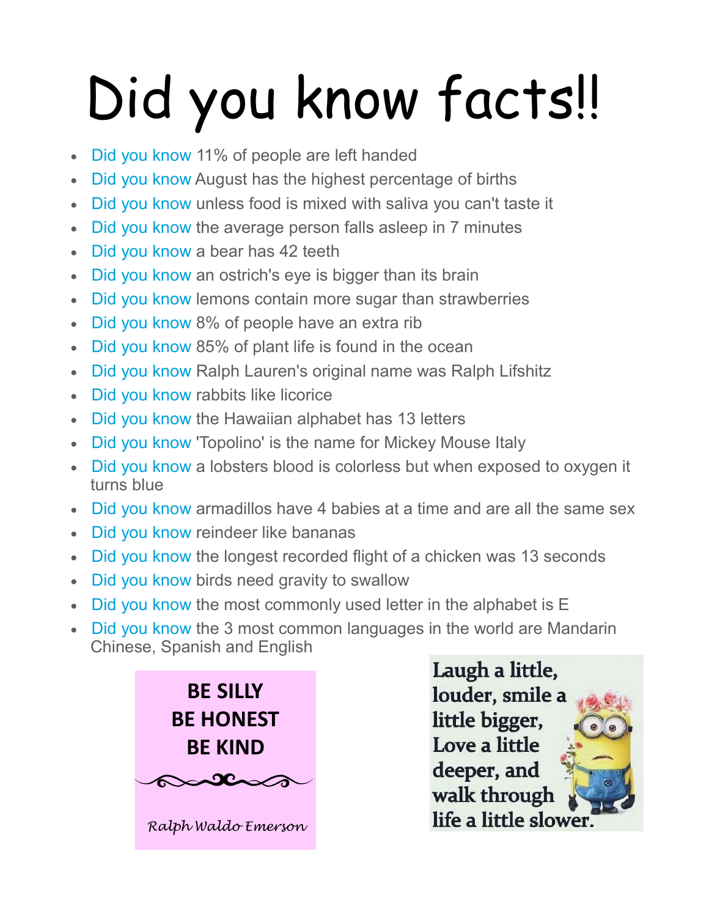# Did you know facts!!

- Did you know 11% of people are left handed
- Did you know August has the highest percentage of births
- Did you know unless food is mixed with saliva you can't taste it
- Did you know the average person falls asleep in 7 minutes
- Did you know a bear has 42 teeth
- Did you know an ostrich's eye is bigger than its brain
- Did you know lemons contain more sugar than strawberries
- Did you know 8% of people have an extra rib
- Did you know 85% of plant life is found in the ocean
- Did you know Ralph Lauren's original name was Ralph Lifshitz
- Did you know rabbits like licorice
- Did you know the Hawaiian alphabet has 13 letters
- Did you know 'Topolino' is the name for Mickey Mouse Italy
- Did you know a lobsters blood is colorless but when exposed to oxygen it turns blue
- Did you know armadillos have 4 babies at a time and are all the same sex
- Did you know reindeer like bananas
- Did you know the longest recorded flight of a chicken was 13 seconds
- Did you know birds need gravity to swallow
- Did you know the most commonly used letter in the alphabet is E
- Did you know the 3 most common languages in the world are Mandarin Chinese, Spanish and English

**BE SILLY**
**BE HONEST**
**BE KIND**

*Ralph Waldo Emerson*

Laugh a little, louder, smile a little bigger, Love a little deeper, and walk through life a little slower.